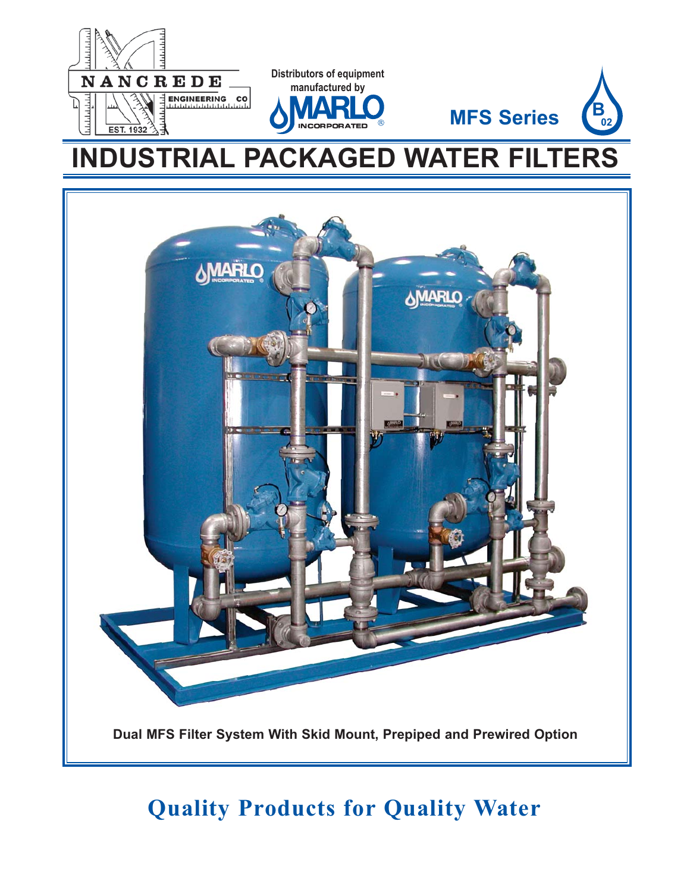NANCREDE ENGINEERING CO
EST. 1932

Distributors of equipment manufactured by MARLO INCORPORATED®

MFS Series

B 02

# INDUSTRIAL PACKAGED WATER FILTERS

Dual MFS Filter System With Skid Mount, Prepiped and Prewired Option

## Quality Products for Quality Water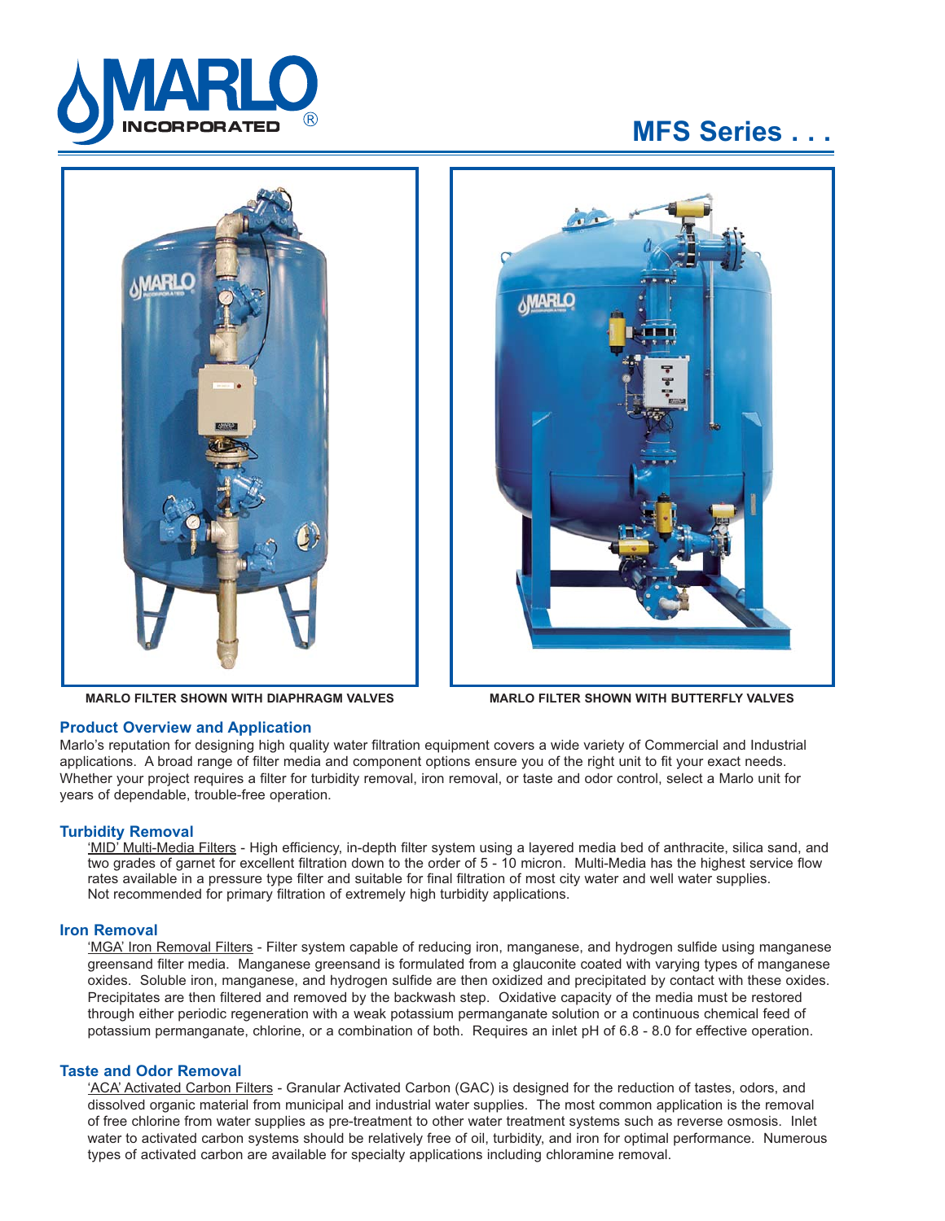# MFS Series . . .

MARLO FILTER SHOWN WITH DIAPHRAGM VALVES

MARLO FILTER SHOWN WITH BUTTERFLY VALVES

## Product Overview and Application

Marlo's reputation for designing high quality water filtration equipment covers a wide variety of Commercial and Industrial applications. A broad range of filter media and component options ensure you of the right unit to fit your exact needs. Whether your project requires a filter for turbidity removal, iron removal, or taste and odor control, select a Marlo unit for years of dependable, trouble-free operation.

### Turbidity Removal

'MID' Multi-Media Filters - High efficiency, in-depth filter system using a layered media bed of anthracite, silica sand, and two grades of garnet for excellent filtration down to the order of 5 - 10 micron. Multi-Media has the highest service flow rates available in a pressure type filter and suitable for final filtration of most city water and well water supplies. Not recommended for primary filtration of extremely high turbidity applications.

### Iron Removal

'MGA' Iron Removal Filters - Filter system capable of reducing iron, manganese, and hydrogen sulfide using manganese greensand filter media. Manganese greensand is formulated from a glauconite coated with varying types of manganese oxides. Soluble iron, manganese, and hydrogen sulfide are then oxidized and precipitated by contact with these oxides. Precipitates are then filtered and removed by the backwash step. Oxidative capacity of the media must be restored through either periodic regeneration with a weak potassium permanganate solution or a continuous chemical feed of potassium permanganate, chlorine, or a combination of both. Requires an inlet pH of 6.8 - 8.0 for effective operation.

### Taste and Odor Removal

'ACA' Activated Carbon Filters - Granular Activated Carbon (GAC) is designed for the reduction of tastes, odors, and dissolved organic material from municipal and industrial water supplies. The most common application is the removal of free chlorine from water supplies as pre-treatment to other water treatment systems such as reverse osmosis. Inlet water to activated carbon systems should be relatively free of oil, turbidity, and iron for optimal performance. Numerous types of activated carbon are available for specialty applications including chloramine removal.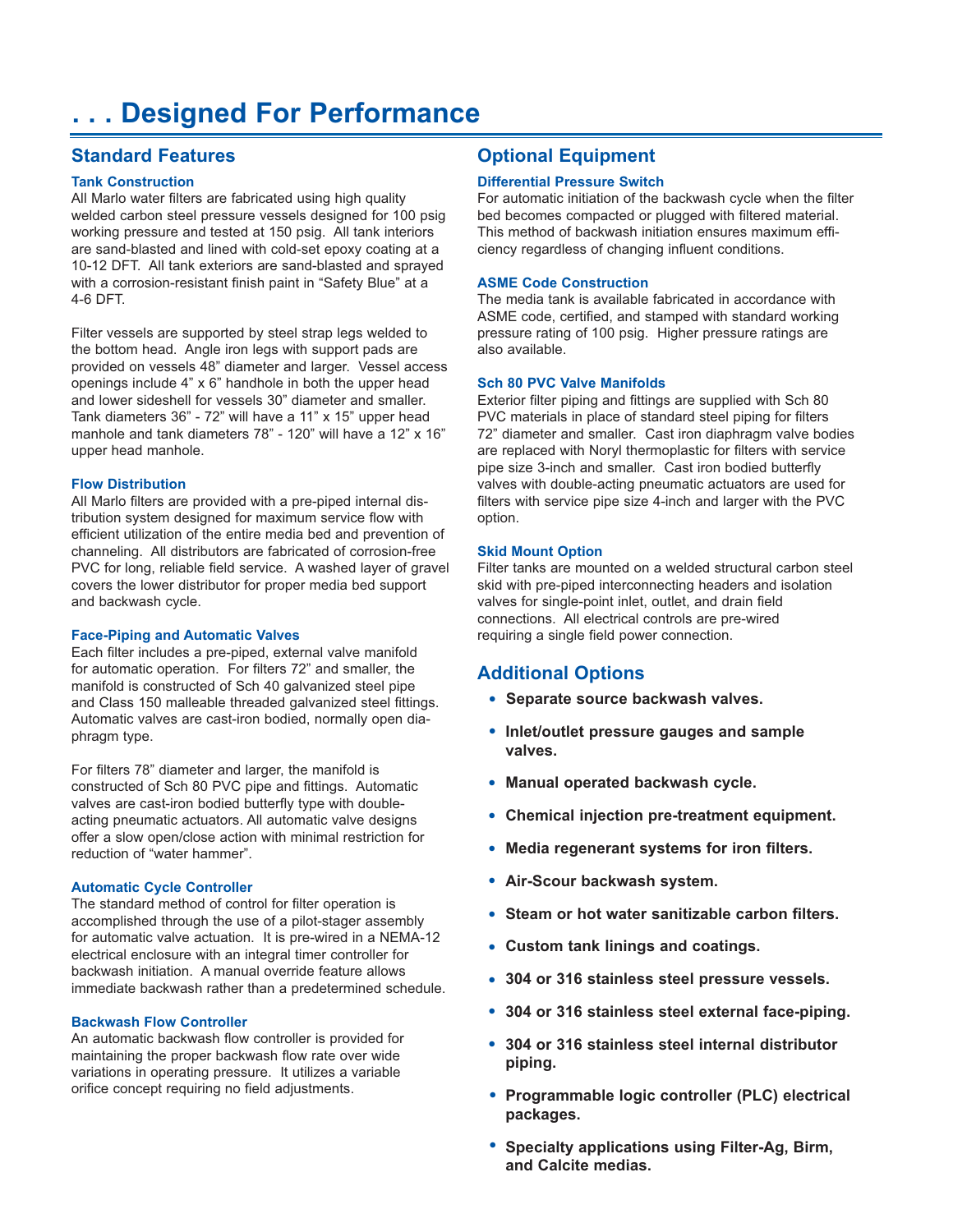# . . . Designed For Performance

## Standard Features

### Tank Construction

All Marlo water filters are fabricated using high quality welded carbon steel pressure vessels designed for 100 psig working pressure and tested at 150 psig. All tank interiors are sand-blasted and lined with cold-set epoxy coating at a 10-12 DFT. All tank exteriors are sand-blasted and sprayed with a corrosion-resistant finish paint in "Safety Blue" at a 4-6 DFT.

Filter vessels are supported by steel strap legs welded to the bottom head. Angle iron legs with support pads are provided on vessels 48" diameter and larger. Vessel access openings include 4" x 6" handhole in both the upper head and lower sideshell for vessels 30" diameter and smaller. Tank diameters 36" - 72" will have a 11" x 15" upper head manhole and tank diameters 78" - 120" will have a 12" x 16" upper head manhole.

### Flow Distribution

All Marlo filters are provided with a pre-piped internal distribution system designed for maximum service flow with efficient utilization of the entire media bed and prevention of channeling. All distributors are fabricated of corrosion-free PVC for long, reliable field service. A washed layer of gravel covers the lower distributor for proper media bed support and backwash cycle.

### Face-Piping and Automatic Valves

Each filter includes a pre-piped, external valve manifold for automatic operation. For filters 72" and smaller, the manifold is constructed of Sch 40 galvanized steel pipe and Class 150 malleable threaded galvanized steel fittings. Automatic valves are cast-iron bodied, normally open diaphragm type.

For filters 78" diameter and larger, the manifold is constructed of Sch 80 PVC pipe and fittings. Automatic valves are cast-iron bodied butterfly type with double-acting pneumatic actuators. All automatic valve designs offer a slow open/close action with minimal restriction for reduction of "water hammer".

### Automatic Cycle Controller

The standard method of control for filter operation is accomplished through the use of a pilot-stager assembly for automatic valve actuation. It is pre-wired in a NEMA-12 electrical enclosure with an integral timer controller for backwash initiation. A manual override feature allows immediate backwash rather than a predetermined schedule.

### Backwash Flow Controller

An automatic backwash flow controller is provided for maintaining the proper backwash flow rate over wide variations in operating pressure. It utilizes a variable orifice concept requiring no field adjustments.

## Optional Equipment

### Differential Pressure Switch

For automatic initiation of the backwash cycle when the filter bed becomes compacted or plugged with filtered material. This method of backwash initiation ensures maximum efficiency regardless of changing influent conditions.

### ASME Code Construction

The media tank is available fabricated in accordance with ASME code, certified, and stamped with standard working pressure rating of 100 psig. Higher pressure ratings are also available.

### Sch 80 PVC Valve Manifolds

Exterior filter piping and fittings are supplied with Sch 80 PVC materials in place of standard steel piping for filters 72" diameter and smaller. Cast iron diaphragm valve bodies are replaced with Noryl thermoplastic for filters with service pipe size 3-inch and smaller. Cast iron bodied butterfly valves with double-acting pneumatic actuators are used for filters with service pipe size 4-inch and larger with the PVC option.

### Skid Mount Option

Filter tanks are mounted on a welded structural carbon steel skid with pre-piped interconnecting headers and isolation valves for single-point inlet, outlet, and drain field connections. All electrical controls are pre-wired requiring a single field power connection.

## Additional Options

- **Separate source backwash valves.**
- **Inlet/outlet pressure gauges and sample valves.**
- **Manual operated backwash cycle.**
- **Chemical injection pre-treatment equipment.**
- **Media regenerant systems for iron filters.**
- **Air-Scour backwash system.**
- **Steam or hot water sanitizable carbon filters.**
- **Custom tank linings and coatings.**
- **304 or 316 stainless steel pressure vessels.**
- **304 or 316 stainless steel external face-piping.**
- **304 or 316 stainless steel internal distributor piping.**
- **Programmable logic controller (PLC) electrical packages.**
- **Specialty applications using Filter-Ag, Birm, and Calcite medias.**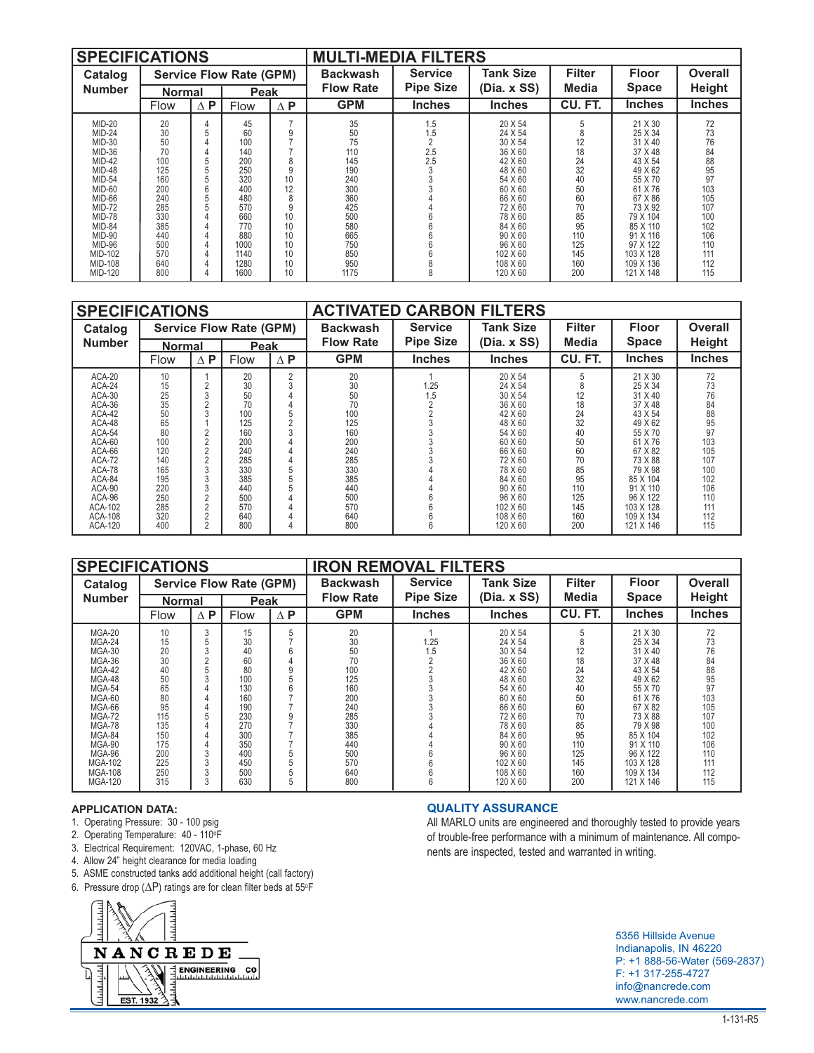| SPECIFICATIONS | | | | | MULTI-MEDIA FILTERS | | | | | |
|---|---|---|---|---|---|---|---|---|---|---|
| Catalog Number | Service Flow Rate (GPM) | | | | Backwash Flow Rate | Service Pipe Size | Tank Size (Dia. x SS) | Filter Media | Floor Space | Overall Height |
| | Normal | | Peak | | | | | | | |
| | Flow | ∆ P | Flow | ∆ P | GPM | Inches | Inches | CU. FT. | Inches | Inches |
| MID-20 | 20 | 4 | 45 | 7 | 35 | 1.5 | 20 X 54 | 5 | 21 X 30 | 72 |
| MID-24 | 30 | 5 | 60 | 9 | 50 | 1.5 | 24 X 54 | 8 | 25 X 34 | 73 |
| MID-30 | 50 | 4 | 100 | 7 | 75 | 2 | 30 X 54 | 12 | 31 X 40 | 76 |
| MID-36 | 70 | 4 | 140 | 7 | 110 | 2.5 | 36 X 60 | 18 | 37 X 48 | 84 |
| MID-42 | 100 | 5 | 200 | 8 | 145 | 2.5 | 42 X 60 | 24 | 43 X 54 | 88 |
| MID-48 | 125 | 5 | 250 | 9 | 190 | 3 | 48 X 60 | 32 | 49 X 62 | 95 |
| MID-54 | 160 | 5 | 320 | 10 | 240 | 3 | 54 X 60 | 40 | 55 X 70 | 97 |
| MID-60 | 200 | 6 | 400 | 12 | 300 | 3 | 60 X 60 | 50 | 61 X 76 | 103 |
| MID-66 | 240 | 5 | 480 | 8 | 360 | 4 | 66 X 60 | 60 | 67 X 86 | 105 |
| MID-72 | 285 | 5 | 570 | 9 | 425 | 4 | 72 X 60 | 70 | 73 X 92 | 107 |
| MID-78 | 330 | 4 | 660 | 10 | 500 | 6 | 78 X 60 | 85 | 79 X 104 | 100 |
| MID-84 | 385 | 4 | 770 | 10 | 580 | 6 | 84 X 60 | 95 | 85 X 110 | 102 |
| MID-90 | 440 | 4 | 880 | 10 | 665 | 6 | 90 X 60 | 110 | 91 X 116 | 106 |
| MID-96 | 500 | 4 | 1000 | 10 | 750 | 6 | 96 X 60 | 125 | 97 X 122 | 110 |
| MID-102 | 570 | 4 | 1140 | 10 | 850 | 6 | 102 X 60 | 145 | 103 X 128 | 111 |
| MID-108 | 640 | 4 | 1280 | 10 | 950 | 8 | 108 X 60 | 160 | 109 X 136 | 112 |
| MID-120 | 800 | 4 | 1600 | 10 | 1175 | 8 | 120 X 60 | 200 | 121 X 148 | 115 |

| SPECIFICATIONS | | | | | ACTIVATED CARBON FILTERS | | | | | |
|---|---|---|---|---|---|---|---|---|---|---|
| Catalog Number | Service Flow Rate (GPM) | | | | Backwash Flow Rate | Service Pipe Size | Tank Size (Dia. x SS) | Filter Media | Floor Space | Overall Height |
| | Normal | | Peak | | | | | | | |
| | Flow | ∆ P | Flow | ∆ P | GPM | Inches | Inches | CU. FT. | Inches | Inches |
| ACA-20 | 10 | 1 | 20 | 2 | 20 | 1 | 20 X 54 | 5 | 21 X 30 | 72 |
| ACA-24 | 15 | 2 | 30 | 3 | 30 | 1.25 | 24 X 54 | 8 | 25 X 34 | 73 |
| ACA-30 | 25 | 3 | 50 | 4 | 50 | 1.5 | 30 X 54 | 12 | 31 X 40 | 76 |
| ACA-36 | 35 | 2 | 70 | 4 | 70 | 2 | 36 X 60 | 18 | 37 X 48 | 84 |
| ACA-42 | 50 | 3 | 100 | 5 | 100 | 2 | 42 X 60 | 24 | 43 X 54 | 88 |
| ACA-48 | 65 | 1 | 125 | 2 | 125 | 3 | 48 X 60 | 32 | 49 X 62 | 95 |
| ACA-54 | 80 | 2 | 160 | 3 | 160 | 3 | 54 X 60 | 40 | 55 X 70 | 97 |
| ACA-60 | 100 | 2 | 200 | 4 | 200 | 3 | 60 X 60 | 50 | 61 X 76 | 103 |
| ACA-66 | 120 | 2 | 240 | 4 | 240 | 3 | 66 X 60 | 60 | 67 X 82 | 105 |
| ACA-72 | 140 | 2 | 285 | 4 | 285 | 3 | 72 X 60 | 70 | 73 X 88 | 107 |
| ACA-78 | 165 | 3 | 330 | 5 | 330 | 4 | 78 X 60 | 85 | 79 X 98 | 100 |
| ACA-84 | 195 | 3 | 385 | 5 | 385 | 4 | 84 X 60 | 95 | 85 X 104 | 102 |
| ACA-90 | 220 | 3 | 440 | 5 | 440 | 4 | 90 X 60 | 110 | 91 X 110 | 106 |
| ACA-96 | 250 | 2 | 500 | 4 | 500 | 6 | 96 X 60 | 125 | 96 X 122 | 110 |
| ACA-102 | 285 | 2 | 570 | 4 | 570 | 6 | 102 X 60 | 145 | 103 X 128 | 111 |
| ACA-108 | 320 | 2 | 640 | 4 | 640 | 6 | 108 X 60 | 160 | 109 X 134 | 112 |
| ACA-120 | 400 | 2 | 800 | 4 | 800 | 6 | 120 X 60 | 200 | 121 X 146 | 115 |

| SPECIFICATIONS | | | | | IRON REMOVAL FILTERS | | | | | |
|---|---|---|---|---|---|---|---|---|---|---|
| Catalog Number | Service Flow Rate (GPM) | | | | Backwash Flow Rate | Service Pipe Size | Tank Size (Dia. x SS) | Filter Media | Floor Space | Overall Height |
| | Normal | | Peak | | | | | | | |
| | Flow | ∆ P | Flow | ∆ P | GPM | Inches | Inches | CU. FT. | Inches | Inches |
| MGA-20 | 10 | 3 | 15 | 5 | 20 | 1 | 20 X 54 | 5 | 21 X 30 | 72 |
| MGA-24 | 15 | 5 | 30 | 7 | 30 | 1.25 | 24 X 54 | 8 | 25 X 34 | 73 |
| MGA-30 | 20 | 3 | 40 | 6 | 50 | 1.5 | 30 X 54 | 12 | 31 X 40 | 76 |
| MGA-36 | 30 | 2 | 60 | 4 | 70 | 2 | 36 X 60 | 18 | 37 X 48 | 84 |
| MGA-42 | 40 | 5 | 80 | 9 | 100 | 2 | 42 X 60 | 24 | 43 X 54 | 88 |
| MGA-48 | 50 | 3 | 100 | 5 | 125 | 3 | 48 X 60 | 32 | 49 X 62 | 95 |
| MGA-54 | 65 | 4 | 130 | 6 | 160 | 3 | 54 X 60 | 40 | 55 X 70 | 97 |
| MGA-60 | 80 | 4 | 160 | 7 | 200 | 3 | 60 X 60 | 50 | 61 X 76 | 103 |
| MGA-66 | 95 | 4 | 190 | 7 | 240 | 3 | 66 X 60 | 60 | 67 X 82 | 105 |
| MGA-72 | 115 | 5 | 230 | 9 | 285 | 3 | 72 X 60 | 70 | 73 X 88 | 107 |
| MGA-78 | 135 | 4 | 270 | 7 | 330 | 4 | 78 X 60 | 85 | 79 X 98 | 100 |
| MGA-84 | 150 | 4 | 300 | 7 | 385 | 4 | 84 X 60 | 95 | 85 X 104 | 102 |
| MGA-90 | 175 | 4 | 350 | 7 | 440 | 4 | 90 X 60 | 110 | 91 X 110 | 106 |
| MGA-96 | 200 | 3 | 400 | 5 | 500 | 6 | 96 X 60 | 125 | 96 X 122 | 110 |
| MGA-102 | 225 | 3 | 450 | 5 | 570 | 6 | 102 X 60 | 145 | 103 X 128 | 111 |
| MGA-108 | 250 | 3 | 500 | 5 | 640 | 6 | 108 X 60 | 160 | 109 X 134 | 112 |
| MGA-120 | 315 | 3 | 630 | 5 | 800 | 6 | 120 X 60 | 200 | 121 X 146 | 115 |

**APPLICATION DATA:**

1. Operating Pressure: 30 - 100 psig
2. Operating Temperature: 40 - 110°F
3. Electrical Requirement: 120VAC, 1-phase, 60 Hz
4. Allow 24" height clearance for media loading
5. ASME constructed tanks add additional height (call factory)
6. Pressure drop (∆P) ratings are for clean filter beds at 55°F

**QUALITY ASSURANCE**

All MARLO units are engineered and thoroughly tested to provide years of trouble-free performance with a minimum of maintenance. All components are inspected, tested and warranted in writing.

NANCREDE ENGINEERING CO
EST. 1932

5356 Hillside Avenue
Indianapolis, IN 46220
P: +1 888-56-Water (569-2837)
F: +1 317-255-4727
info@nancrede.com
www.nancrede.com

1-131-R5